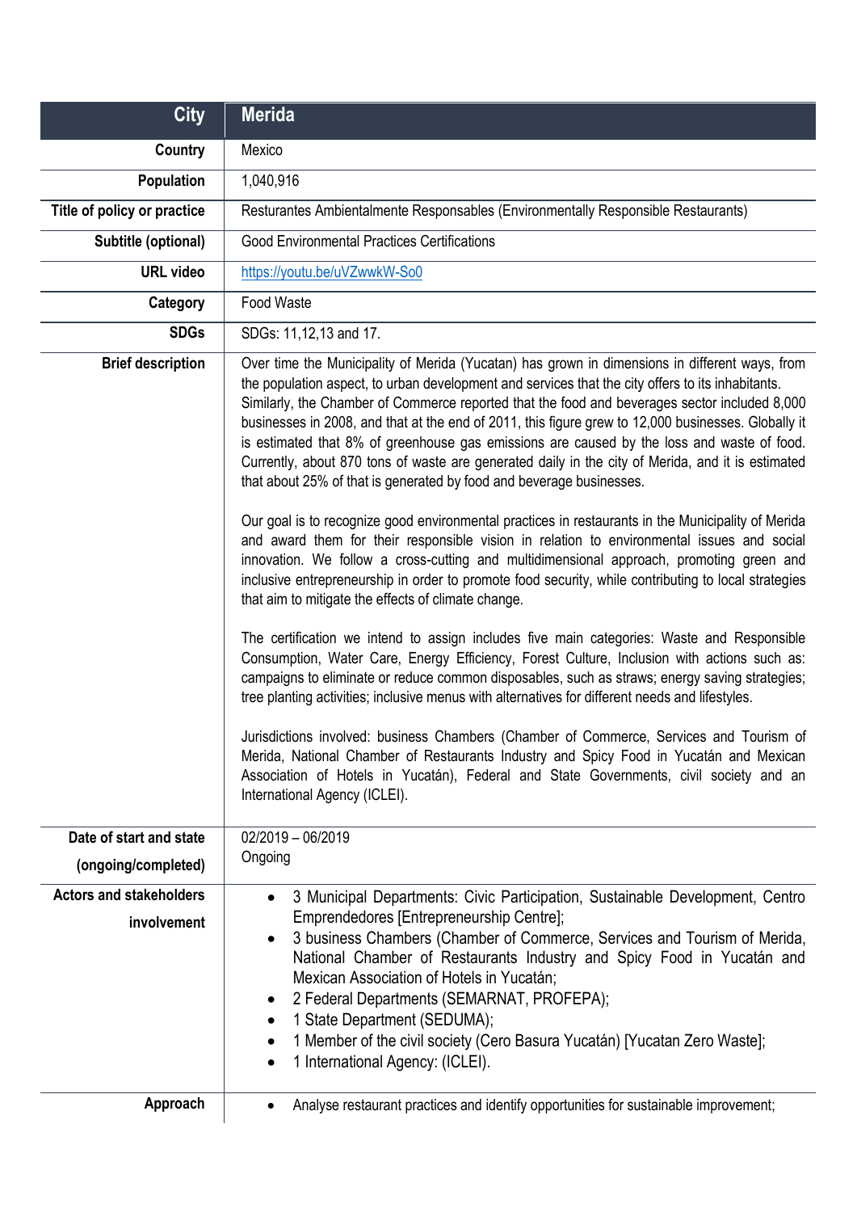| City | Merida |
|---|---|
| Country | Mexico |
| Population | 1,040,916 |
| Title of policy or practice | Resturantes Ambientalmente Responsables (Environmentally Responsible Restaurants) |
| Subtitle (optional) | Good Environmental Practices Certifications |
| URL video | [https://youtu.be/uVZwwkW-So0](https://youtu.be/uVZwwkW-So0) |
| Category | Food Waste |
| SDGs | SDGs: 11,12,13 and 17. |
| Brief description | Over time the Municipality of Merida (Yucatan) has grown in dimensions in different ways, from the population aspect, to urban development and services that the city offers to its inhabitants. Similarly, the Chamber of Commerce reported that the food and beverages sector included 8,000 businesses in 2008, and that at the end of 2011, this figure grew to 12,000 businesses. Globally it is estimated that 8% of greenhouse gas emissions are caused by the loss and waste of food. Currently, about 870 tons of waste are generated daily in the city of Merida, and it is estimated that about 25% of that is generated by food and beverage businesses.<br><br>Our goal is to recognize good environmental practices in restaurants in the Municipality of Merida and award them for their responsible vision in relation to environmental issues and social innovation. We follow a cross-cutting and multidimensional approach, promoting green and inclusive entrepreneurship in order to promote food security, while contributing to local strategies that aim to mitigate the effects of climate change.<br><br>The certification we intend to assign includes five main categories: Waste and Responsible Consumption, Water Care, Energy Efficiency, Forest Culture, Inclusion with actions such as: campaigns to eliminate or reduce common disposables, such as straws; energy saving strategies; tree planting activities; inclusive menus with alternatives for different needs and lifestyles.<br><br>Jurisdictions involved: business Chambers (Chamber of Commerce, Services and Tourism of Merida, National Chamber of Restaurants Industry and Spicy Food in Yucatán and Mexican Association of Hotels in Yucatán), Federal and State Governments, civil society and an International Agency (ICLEI). |
| Date of start and state (ongoing/completed) | 02/2019 – 06/2019<br>Ongoing |
| Actors and stakeholders involvement | • 3 Municipal Departments: Civic Participation, Sustainable Development, Centro Emprendedores [Entrepreneurship Centre];<br>• 3 business Chambers (Chamber of Commerce, Services and Tourism of Merida, National Chamber of Restaurants Industry and Spicy Food in Yucatán and Mexican Association of Hotels in Yucatán;<br>• 2 Federal Departments (SEMARNAT, PROFEPA);<br>• 1 State Department (SEDUMA);<br>• 1 Member of the civil society (Cero Basura Yucatán) [Yucatan Zero Waste];<br>• 1 International Agency: (ICLEI). |
| Approach | • Analyse restaurant practices and identify opportunities for sustainable improvement; |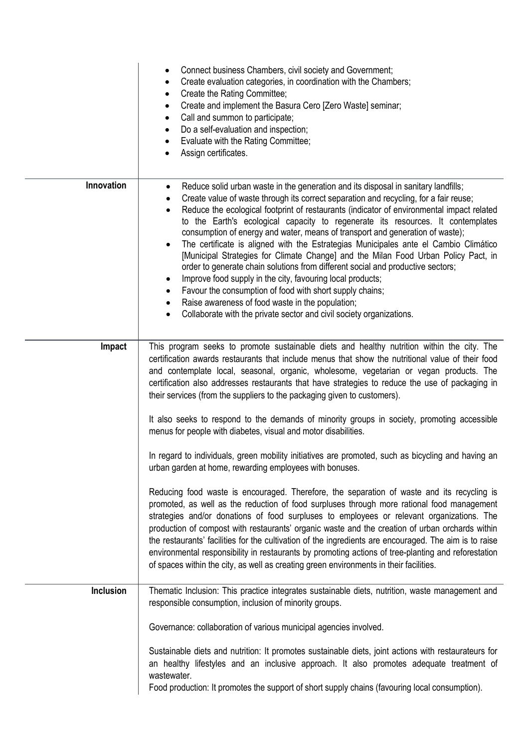| | |
|---|---|
| | • Connect business Chambers, civil society and Government;<br>• Create evaluation categories, in coordination with the Chambers;<br>• Create the Rating Committee;<br>• Create and implement the Basura Cero [Zero Waste] seminar;<br>• Call and summon to participate;<br>• Do a self-evaluation and inspection;<br>• Evaluate with the Rating Committee;<br>• Assign certificates. |
| **Innovation** | • Reduce solid urban waste in the generation and its disposal in sanitary landfills;<br>• Create value of waste through its correct separation and recycling, for a fair reuse;<br>• Reduce the ecological footprint of restaurants (indicator of environmental impact related to the Earth's ecological capacity to regenerate its resources. It contemplates consumption of energy and water, means of transport and generation of waste);<br>• The certificate is aligned with the Estrategias Municipales ante el Cambio Climático [Municipal Strategies for Climate Change] and the Milan Food Urban Policy Pact, in order to generate chain solutions from different social and productive sectors;<br>• Improve food supply in the city, favouring local products;<br>• Favour the consumption of food with short supply chains;<br>• Raise awareness of food waste in the population;<br>• Collaborate with the private sector and civil society organizations. |
| **Impact** | This program seeks to promote sustainable diets and healthy nutrition within the city. The certification awards restaurants that include menus that show the nutritional value of their food and contemplate local, seasonal, organic, wholesome, vegetarian or vegan products. The certification also addresses restaurants that have strategies to reduce the use of packaging in their services (from the suppliers to the packaging given to customers).<br><br>It also seeks to respond to the demands of minority groups in society, promoting accessible menus for people with diabetes, visual and motor disabilities.<br><br>In regard to individuals, green mobility initiatives are promoted, such as bicycling and having an urban garden at home, rewarding employees with bonuses.<br><br>Reducing food waste is encouraged. Therefore, the separation of waste and its recycling is promoted, as well as the reduction of food surpluses through more rational food management strategies and/or donations of food surpluses to employees or relevant organizations. The production of compost with restaurants' organic waste and the creation of urban orchards within the restaurants' facilities for the cultivation of the ingredients are encouraged. The aim is to raise environmental responsibility in restaurants by promoting actions of tree-planting and reforestation of spaces within the city, as well as creating green environments in their facilities. |
| **Inclusion** | Thematic Inclusion: This practice integrates sustainable diets, nutrition, waste management and responsible consumption, inclusion of minority groups.<br><br>Governance: collaboration of various municipal agencies involved.<br><br>Sustainable diets and nutrition: It promotes sustainable diets, joint actions with restaurateurs for an healthy lifestyles and an inclusive approach. It also promotes adequate treatment of wastewater.<br>Food production: It promotes the support of short supply chains (favouring local consumption). |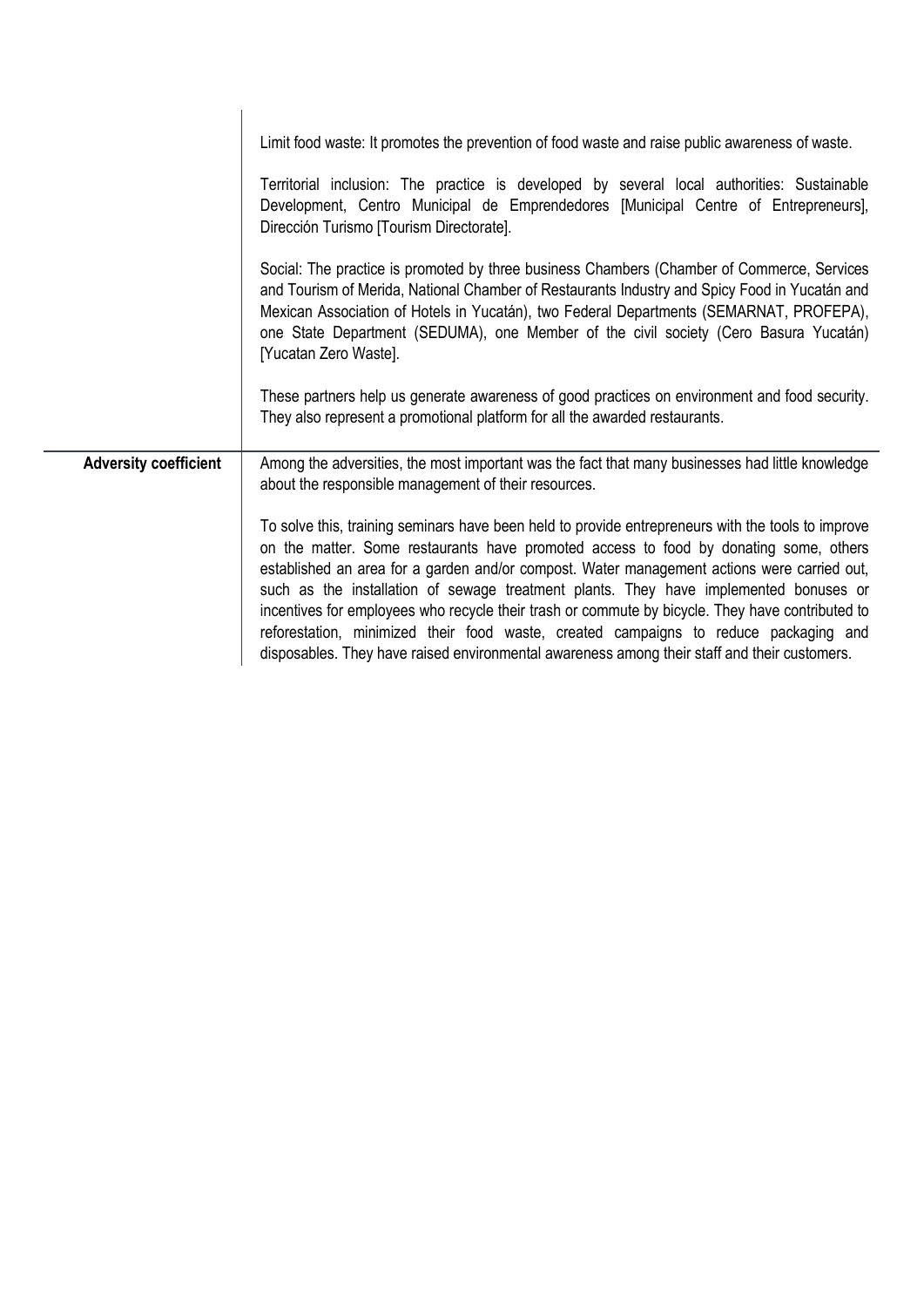| | |
|---|---|
| | Limit food waste: It promotes the prevention of food waste and raise public awareness of waste.<br><br>Territorial inclusion: The practice is developed by several local authorities: Sustainable Development, Centro Municipal de Emprendedores [Municipal Centre of Entrepreneurs], Dirección Turismo [Tourism Directorate].<br><br>Social: The practice is promoted by three business Chambers (Chamber of Commerce, Services and Tourism of Merida, National Chamber of Restaurants Industry and Spicy Food in Yucatán and Mexican Association of Hotels in Yucatán), two Federal Departments (SEMARNAT, PROFEPA), one State Department (SEDUMA), one Member of the civil society (Cero Basura Yucatán) [Yucatan Zero Waste].<br><br>These partners help us generate awareness of good practices on environment and food security. They also represent a promotional platform for all the awarded restaurants. |
| **Adversity coefficient** | Among the adversities, the most important was the fact that many businesses had little knowledge about the responsible management of their resources.<br><br>To solve this, training seminars have been held to provide entrepreneurs with the tools to improve on the matter. Some restaurants have promoted access to food by donating some, others established an area for a garden and/or compost. Water management actions were carried out, such as the installation of sewage treatment plants. They have implemented bonuses or incentives for employees who recycle their trash or commute by bicycle. They have contributed to reforestation, minimized their food waste, created campaigns to reduce packaging and disposables. They have raised environmental awareness among their staff and their customers. |